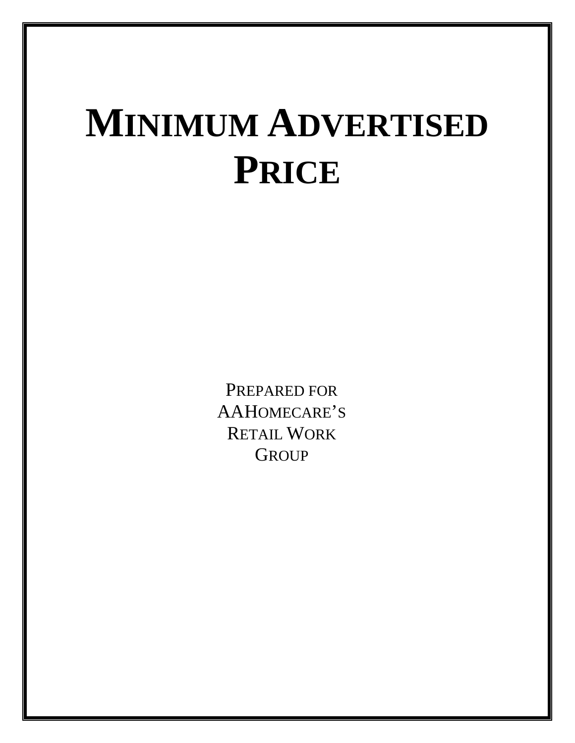# Minimum Advertised Price

Prepared for
AAHomecare's
Retail Work
Group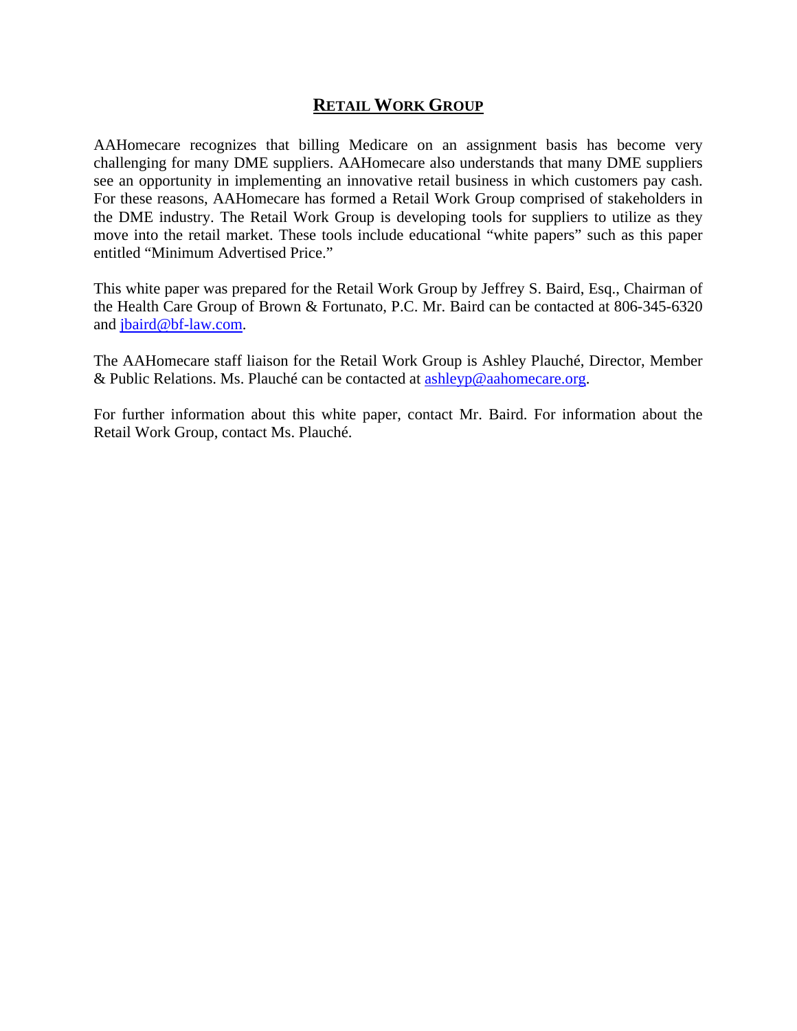## RETAIL WORK GROUP

AAHomecare recognizes that billing Medicare on an assignment basis has become very challenging for many DME suppliers. AAHomecare also understands that many DME suppliers see an opportunity in implementing an innovative retail business in which customers pay cash. For these reasons, AAHomecare has formed a Retail Work Group comprised of stakeholders in the DME industry. The Retail Work Group is developing tools for suppliers to utilize as they move into the retail market. These tools include educational "white papers" such as this paper entitled "Minimum Advertised Price."

This white paper was prepared for the Retail Work Group by Jeffrey S. Baird, Esq., Chairman of the Health Care Group of Brown & Fortunato, P.C. Mr. Baird can be contacted at 806-345-6320 and jbaird@bf-law.com.

The AAHomecare staff liaison for the Retail Work Group is Ashley Plauché, Director, Member & Public Relations. Ms. Plauché can be contacted at ashleyp@aahomecare.org.

For further information about this white paper, contact Mr. Baird. For information about the Retail Work Group, contact Ms. Plauché.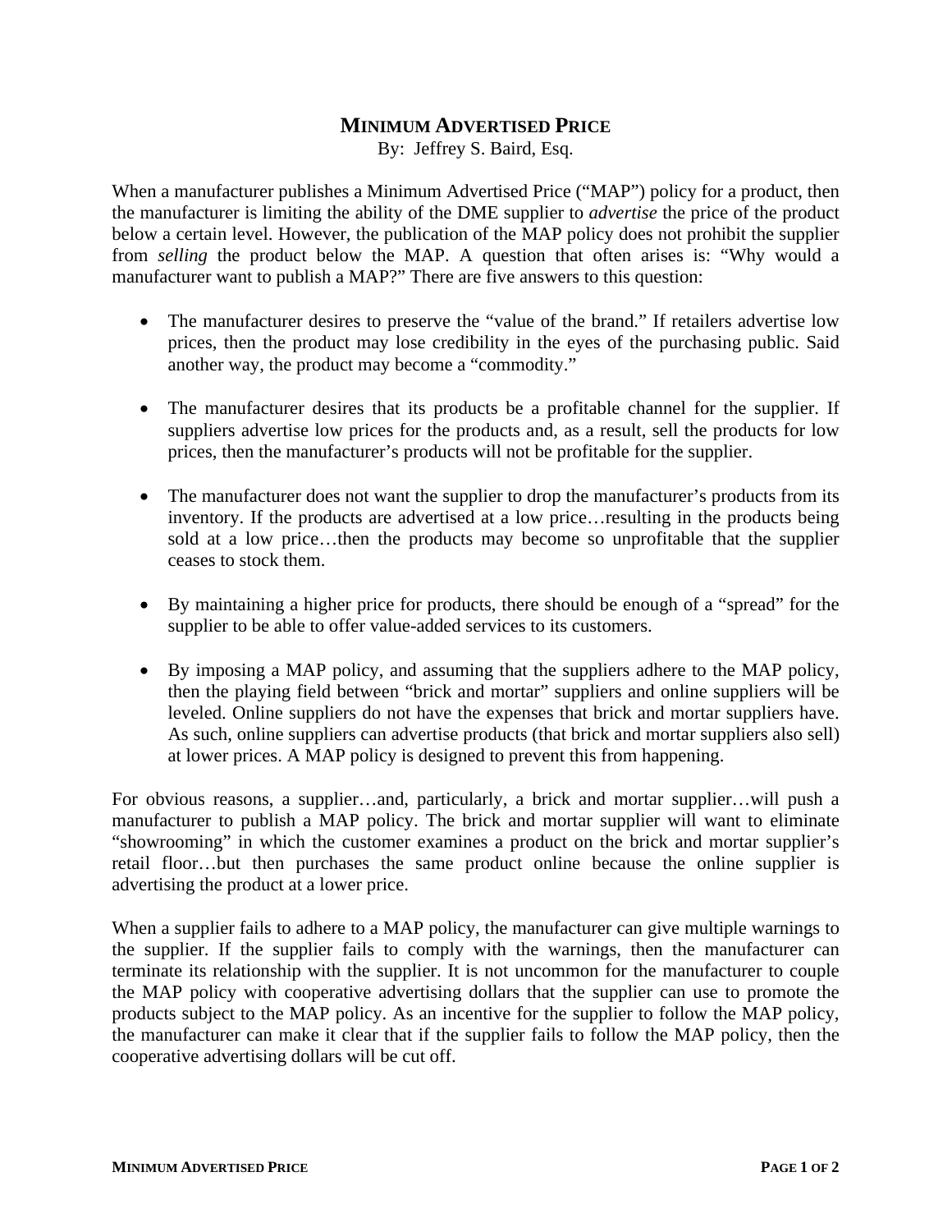# MINIMUM ADVERTISED PRICE

By: Jeffrey S. Baird, Esq.

When a manufacturer publishes a Minimum Advertised Price ("MAP") policy for a product, then the manufacturer is limiting the ability of the DME supplier to *advertise* the price of the product below a certain level. However, the publication of the MAP policy does not prohibit the supplier from *selling* the product below the MAP. A question that often arises is: "Why would a manufacturer want to publish a MAP?" There are five answers to this question:

- The manufacturer desires to preserve the "value of the brand." If retailers advertise low prices, then the product may lose credibility in the eyes of the purchasing public. Said another way, the product may become a "commodity."

- The manufacturer desires that its products be a profitable channel for the supplier. If suppliers advertise low prices for the products and, as a result, sell the products for low prices, then the manufacturer's products will not be profitable for the supplier.

- The manufacturer does not want the supplier to drop the manufacturer's products from its inventory. If the products are advertised at a low price…resulting in the products being sold at a low price…then the products may become so unprofitable that the supplier ceases to stock them.

- By maintaining a higher price for products, there should be enough of a "spread" for the supplier to be able to offer value-added services to its customers.

- By imposing a MAP policy, and assuming that the suppliers adhere to the MAP policy, then the playing field between "brick and mortar" suppliers and online suppliers will be leveled. Online suppliers do not have the expenses that brick and mortar suppliers have. As such, online suppliers can advertise products (that brick and mortar suppliers also sell) at lower prices. A MAP policy is designed to prevent this from happening.

For obvious reasons, a supplier…and, particularly, a brick and mortar supplier…will push a manufacturer to publish a MAP policy. The brick and mortar supplier will want to eliminate "showrooming" in which the customer examines a product on the brick and mortar supplier's retail floor…but then purchases the same product online because the online supplier is advertising the product at a lower price.

When a supplier fails to adhere to a MAP policy, the manufacturer can give multiple warnings to the supplier. If the supplier fails to comply with the warnings, then the manufacturer can terminate its relationship with the supplier. It is not uncommon for the manufacturer to couple the MAP policy with cooperative advertising dollars that the supplier can use to promote the products subject to the MAP policy. As an incentive for the supplier to follow the MAP policy, the manufacturer can make it clear that if the supplier fails to follow the MAP policy, then the cooperative advertising dollars will be cut off.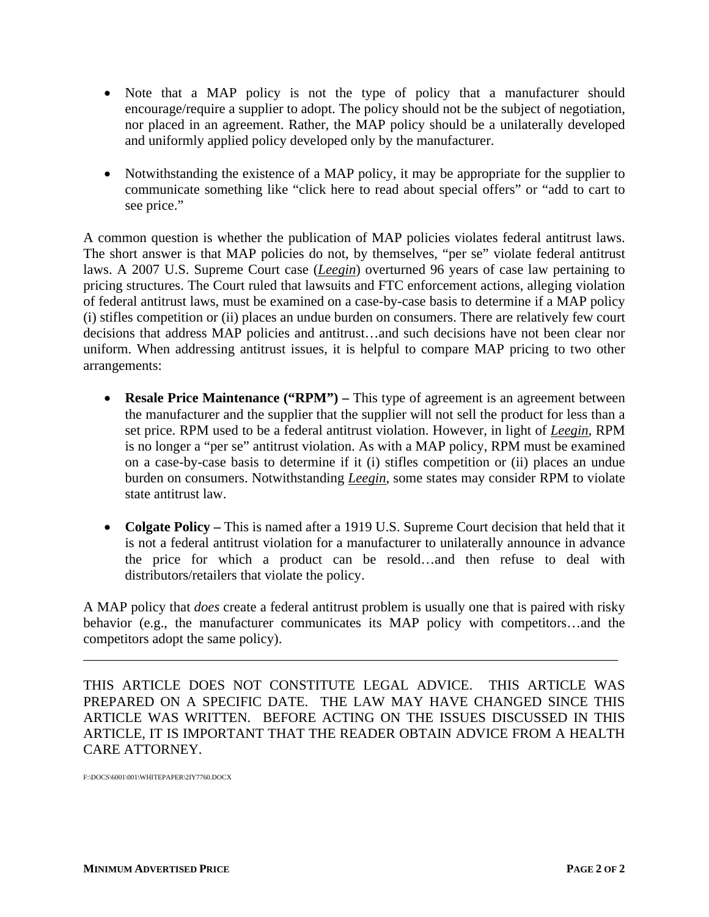- Note that a MAP policy is not the type of policy that a manufacturer should encourage/require a supplier to adopt. The policy should not be the subject of negotiation, nor placed in an agreement. Rather, the MAP policy should be a unilaterally developed and uniformly applied policy developed only by the manufacturer.

- Notwithstanding the existence of a MAP policy, it may be appropriate for the supplier to communicate something like "click here to read about special offers" or "add to cart to see price."

A common question is whether the publication of MAP policies violates federal antitrust laws. The short answer is that MAP policies do not, by themselves, "per se" violate federal antitrust laws. A 2007 U.S. Supreme Court case (*Leegin*) overturned 96 years of case law pertaining to pricing structures. The Court ruled that lawsuits and FTC enforcement actions, alleging violation of federal antitrust laws, must be examined on a case-by-case basis to determine if a MAP policy (i) stifles competition or (ii) places an undue burden on consumers. There are relatively few court decisions that address MAP policies and antitrust…and such decisions have not been clear nor uniform. When addressing antitrust issues, it is helpful to compare MAP pricing to two other arrangements:

- **Resale Price Maintenance ("RPM") –** This type of agreement is an agreement between the manufacturer and the supplier that the supplier will not sell the product for less than a set price. RPM used to be a federal antitrust violation. However, in light of *Leegin*, RPM is no longer a "per se" antitrust violation. As with a MAP policy, RPM must be examined on a case-by-case basis to determine if it (i) stifles competition or (ii) places an undue burden on consumers. Notwithstanding *Leegin*, some states may consider RPM to violate state antitrust law.

- **Colgate Policy –** This is named after a 1919 U.S. Supreme Court decision that held that it is not a federal antitrust violation for a manufacturer to unilaterally announce in advance the price for which a product can be resold…and then refuse to deal with distributors/retailers that violate the policy.

A MAP policy that *does* create a federal antitrust problem is usually one that is paired with risky behavior (e.g., the manufacturer communicates its MAP policy with competitors…and the competitors adopt the same policy).

---

THIS ARTICLE DOES NOT CONSTITUTE LEGAL ADVICE. THIS ARTICLE WAS PREPARED ON A SPECIFIC DATE. THE LAW MAY HAVE CHANGED SINCE THIS ARTICLE WAS WRITTEN. BEFORE ACTING ON THE ISSUES DISCUSSED IN THIS ARTICLE, IT IS IMPORTANT THAT THE READER OBTAIN ADVICE FROM A HEALTH CARE ATTORNEY.

F:\DOCS\6001\001\WHITEPAPER\2IY7760.DOCX